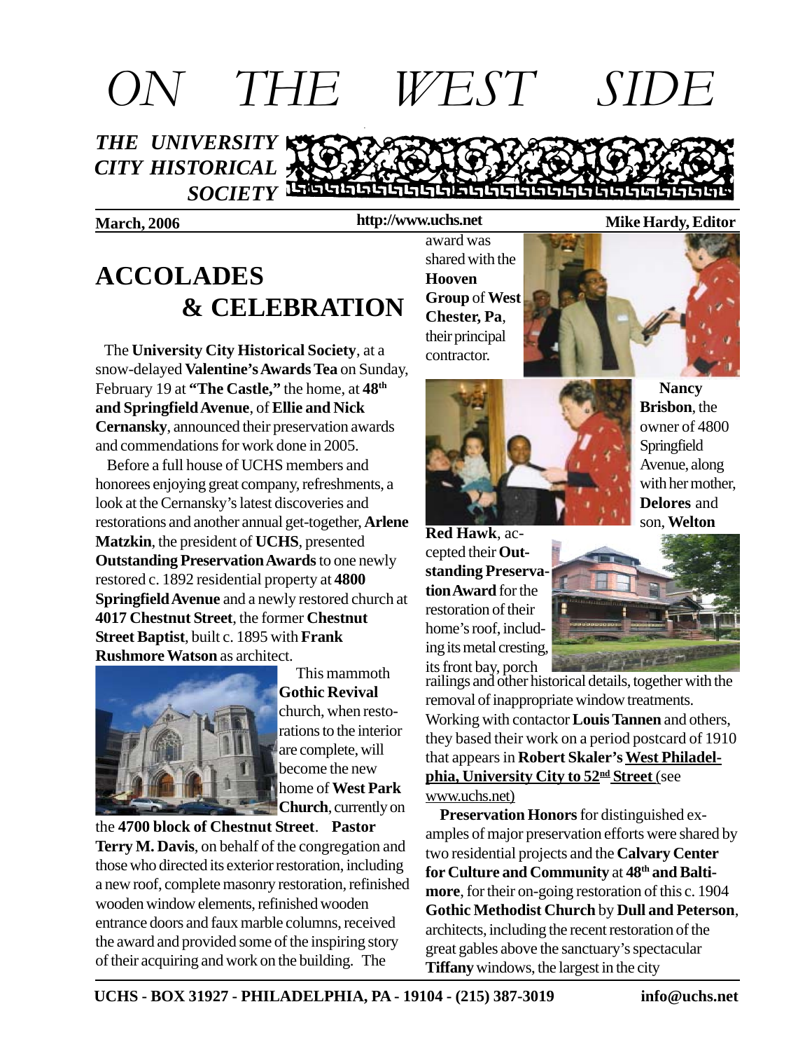# ON THE WEST SIDE

***THE UNIVERSITY CITY HISTORICAL SOCIETY***

**March, 2006** **http://www.uchs.net** **Mike Hardy, Editor**

## ACCOLADES & CELEBRATION

The **University City Historical Society**, at a snow-delayed **Valentine's Awards Tea** on Sunday, February 19 at **"The Castle,"** the home, at **48th and Springfield Avenue**, of **Ellie and Nick Cernansky**, announced their preservation awards and commendations for work done in 2005.

Before a full house of UCHS members and honorees enjoying great company, refreshments, a look at the Cernansky's latest discoveries and restorations and another annual get-together, **Arlene Matzkin**, the president of **UCHS**, presented **Outstanding Preservation Awards** to one newly restored c. 1892 residential property at **4800 Springfield Avenue** and a newly restored church at **4017 Chestnut Street**, the former **Chestnut Street Baptist**, built c. 1895 with **Frank Rushmore Watson** as architect.

This mammoth **Gothic Revival** church, when restorations to the interior are complete, will become the new home of **West Park Church**, currently on the **4700 block of Chestnut Street**. **Pastor Terry M. Davis**, on behalf of the congregation and those who directed its exterior restoration, including a new roof, complete masonry restoration, refinished wooden window elements, refinished wooden entrance doors and faux marble columns, received the award and provided some of the inspiring story of their acquiring and work on the building. The award was shared with the **Hooven Group** of **West Chester, Pa**, their principal contractor.

**Nancy Brisbon**, the owner of 4800 Springfield Avenue, along with her mother, **Delores** and son, **Welton Red Hawk**, accepted their **Outstanding Preservation Award** for the restoration of their home's roof, including its metal cresting, its front bay, porch railings and other historical details, together with the removal of inappropriate window treatments. Working with contactor **Louis Tannen** and others, they based their work on a period postcard of 1910 that appears in **Robert Skaler's <u>West Philadelphia, University City to 52nd Street</u>** (see www.uchs.net)

**Preservation Honors** for distinguished examples of major preservation efforts were shared by two residential projects and the **Calvary Center for Culture and Community** at **48th and Baltimore**, for their on-going restoration of this c. 1904 **Gothic Methodist Church** by **Dull and Peterson**, architects, including the recent restoration of the great gables above the sanctuary's spectacular **Tiffany** windows, the largest in the city

**UCHS - BOX 31927 - PHILADELPHIA, PA - 19104 - (215) 387-3019** **info@uchs.net**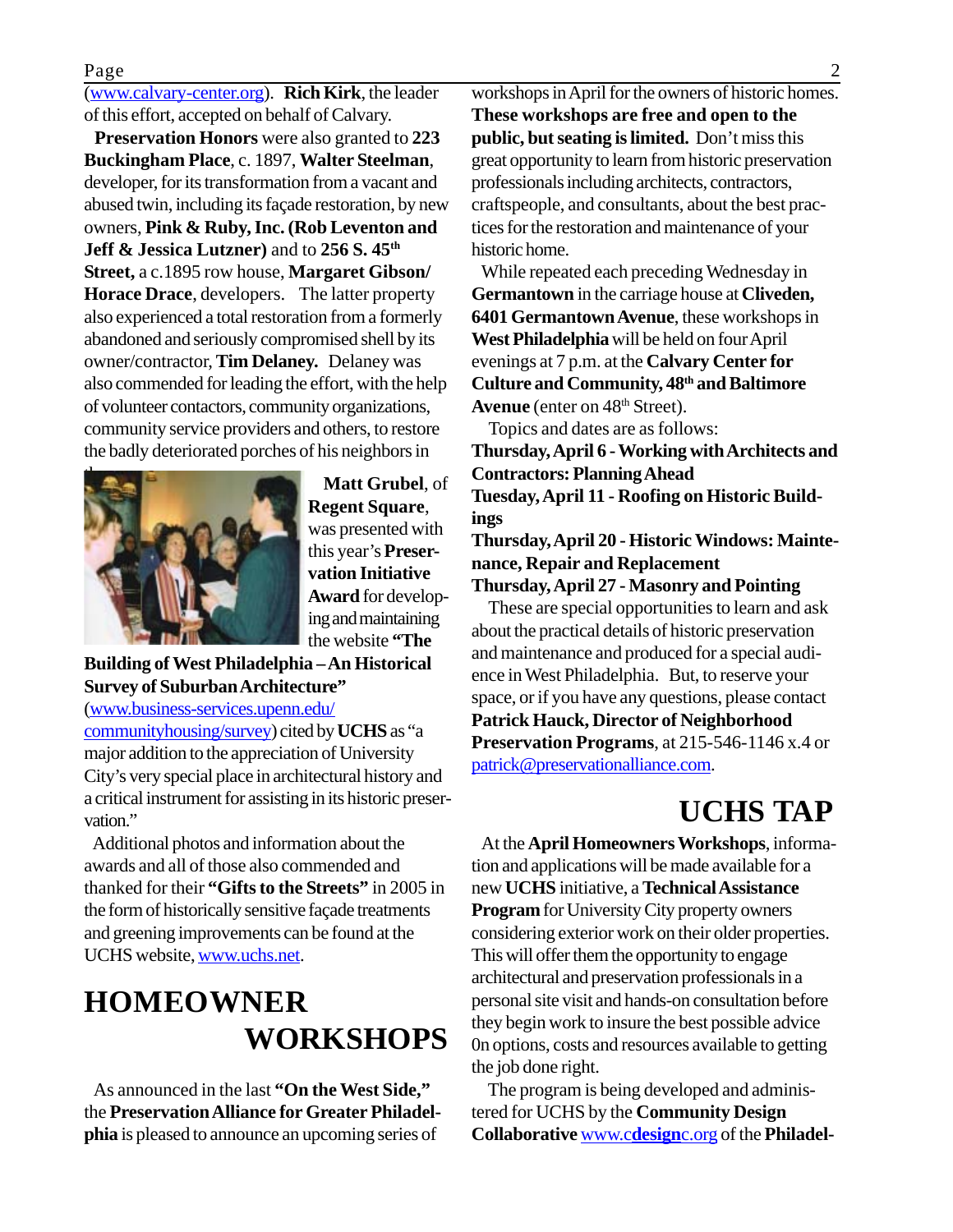(www.calvary-center.org). **Rich Kirk**, the leader of this effort, accepted on behalf of Calvary.

**Preservation Honors** were also granted to **223 Buckingham Place**, c. 1897, **Walter Steelman**, developer, for its transformation from a vacant and abused twin, including its façade restoration, by new owners, **Pink & Ruby, Inc. (Rob Leventon and Jeff & Jessica Lutzner)** and to **256 S. 45th Street,** a c.1895 row house, **Margaret Gibson/ Horace Drace**, developers. The latter property also experienced a total restoration from a formerly abandoned and seriously compromised shell by its owner/contractor, **Tim Delaney.** Delaney was also commended for leading the effort, with the help of volunteer contactors, community organizations, community service providers and others, to restore the badly deteriorated porches of his neighbors in th...

**Matt Grubel**, of **Regent Square**, was presented with this year's **Preservation Initiative Award** for developing and maintaining the website **"The Building of West Philadelphia – An Historical Survey of Suburban Architecture"** (www.business-services.upenn.edu/communityhousing/survey) cited by **UCHS** as "a major addition to the appreciation of University City's very special place in architectural history and a critical instrument for assisting in its historic preservation."

Additional photos and information about the awards and all of those also commended and thanked for their **"Gifts to the Streets"** in 2005 in the form of historically sensitive façade treatments and greening improvements can be found at the UCHS website, www.uchs.net.

# HOMEOWNER WORKSHOPS

As announced in the last **"On the West Side,"** the **Preservation Alliance for Greater Philadelphia** is pleased to announce an upcoming series of workshops in April for the owners of historic homes. **These workshops are free and open to the public, but seating is limited.** Don't miss this great opportunity to learn from historic preservation professionals including architects, contractors, craftspeople, and consultants, about the best practices for the restoration and maintenance of your historic home.

While repeated each preceding Wednesday in **Germantown** in the carriage house at **Cliveden, 6401 Germantown Avenue**, these workshops in **West Philadelphia** will be held on four April evenings at 7 p.m. at the **Calvary Center for Culture and Community, 48th and Baltimore Avenue** (enter on 48th Street).

Topics and dates are as follows:

**Thursday, April 6 - Working with Architects and Contractors: Planning Ahead**
**Tuesday, April 11 - Roofing on Historic Buildings**
**Thursday, April 20 - Historic Windows: Maintenance, Repair and Replacement**
**Thursday, April 27 - Masonry and Pointing**

These are special opportunities to learn and ask about the practical details of historic preservation and maintenance and produced for a special audience in West Philadelphia. But, to reserve your space, or if you have any questions, please contact **Patrick Hauck, Director of Neighborhood Preservation Programs**, at 215-546-1146 x.4 or patrick@preservationalliance.com.

# UCHS TAP

At the **April Homeowners Workshops**, information and applications will be made available for a new **UCHS** initiative, a **Technical Assistance Program** for University City property owners considering exterior work on their older properties. This will offer them the opportunity to engage architectural and preservation professionals in a personal site visit and hands-on consultation before they begin work to insure the best possible advice 0n options, costs and resources available to getting the job done right.

The program is being developed and administered for UCHS by the **Community Design Collaborative** www.c**design**c.org of the **Philadel-**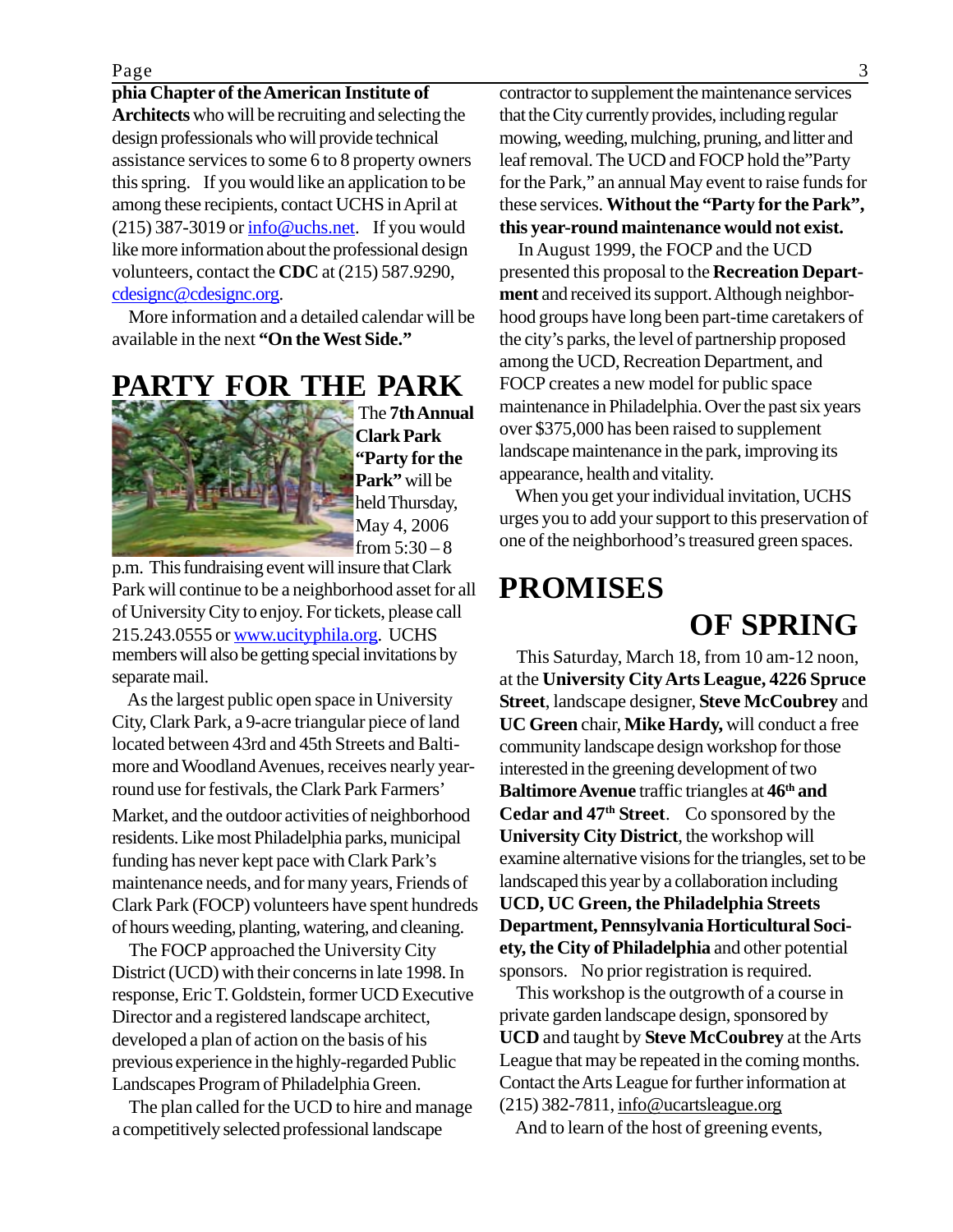**phia Chapter of the American Institute of Architects** who will be recruiting and selecting the design professionals who will provide technical assistance services to some 6 to 8 property owners this spring. If you would like an application to be among these recipients, contact UCHS in April at (215) 387-3019 or info@uchs.net. If you would like more information about the professional design volunteers, contact the **CDC** at (215) 587.9290, cdesignc@cdesignc.org.

More information and a detailed calendar will be available in the next **"On the West Side."**

# PARTY FOR THE PARK

The **7th Annual Clark Park "Party for the Park"** will be held Thursday, May 4, 2006 from 5:30 – 8 p.m. This fundraising event will insure that Clark Park will continue to be a neighborhood asset for all of University City to enjoy. For tickets, please call 215.243.0555 or www.ucityphila.org. UCHS members will also be getting special invitations by separate mail.

As the largest public open space in University City, Clark Park, a 9-acre triangular piece of land located between 43rd and 45th Streets and Baltimore and Woodland Avenues, receives nearly year-round use for festivals, the Clark Park Farmers' Market, and the outdoor activities of neighborhood residents. Like most Philadelphia parks, municipal funding has never kept pace with Clark Park's maintenance needs, and for many years, Friends of Clark Park (FOCP) volunteers have spent hundreds of hours weeding, planting, watering, and cleaning.

The FOCP approached the University City District (UCD) with their concerns in late 1998. In response, Eric T. Goldstein, former UCD Executive Director and a registered landscape architect, developed a plan of action on the basis of his previous experience in the highly-regarded Public Landscapes Program of Philadelphia Green.

The plan called for the UCD to hire and manage a competitively selected professional landscape contractor to supplement the maintenance services that the City currently provides, including regular mowing, weeding, mulching, pruning, and litter and leaf removal. The UCD and FOCP hold the"Party for the Park," an annual May event to raise funds for these services. **Without the "Party for the Park", this year-round maintenance would not exist.**

In August 1999, the FOCP and the UCD presented this proposal to the **Recreation Department** and received its support. Although neighborhood groups have long been part-time caretakers of the city's parks, the level of partnership proposed among the UCD, Recreation Department, and FOCP creates a new model for public space maintenance in Philadelphia. Over the past six years over $375,000 has been raised to supplement landscape maintenance in the park, improving its appearance, health and vitality.

When you get your individual invitation, UCHS urges you to add your support to this preservation of one of the neighborhood's treasured green spaces.

# PROMISES OF SPRING

This Saturday, March 18, from 10 am-12 noon, at the **University City Arts League, 4226 Spruce Street**, landscape designer, **Steve McCoubrey** and **UC Green** chair, **Mike Hardy,** will conduct a free community landscape design workshop for those interested in the greening development of two **Baltimore Avenue** traffic triangles at **46th and Cedar and 47th Street**. Co sponsored by the **University City District**, the workshop will examine alternative visions for the triangles, set to be landscaped this year by a collaboration including **UCD, UC Green, the Philadelphia Streets Department, Pennsylvania Horticultural Society, the City of Philadelphia** and other potential sponsors. No prior registration is required.

This workshop is the outgrowth of a course in private garden landscape design, sponsored by **UCD** and taught by **Steve McCoubrey** at the Arts League that may be repeated in the coming months. Contact the Arts League for further information at (215) 382-7811, info@ucartsleague.org

And to learn of the host of greening events,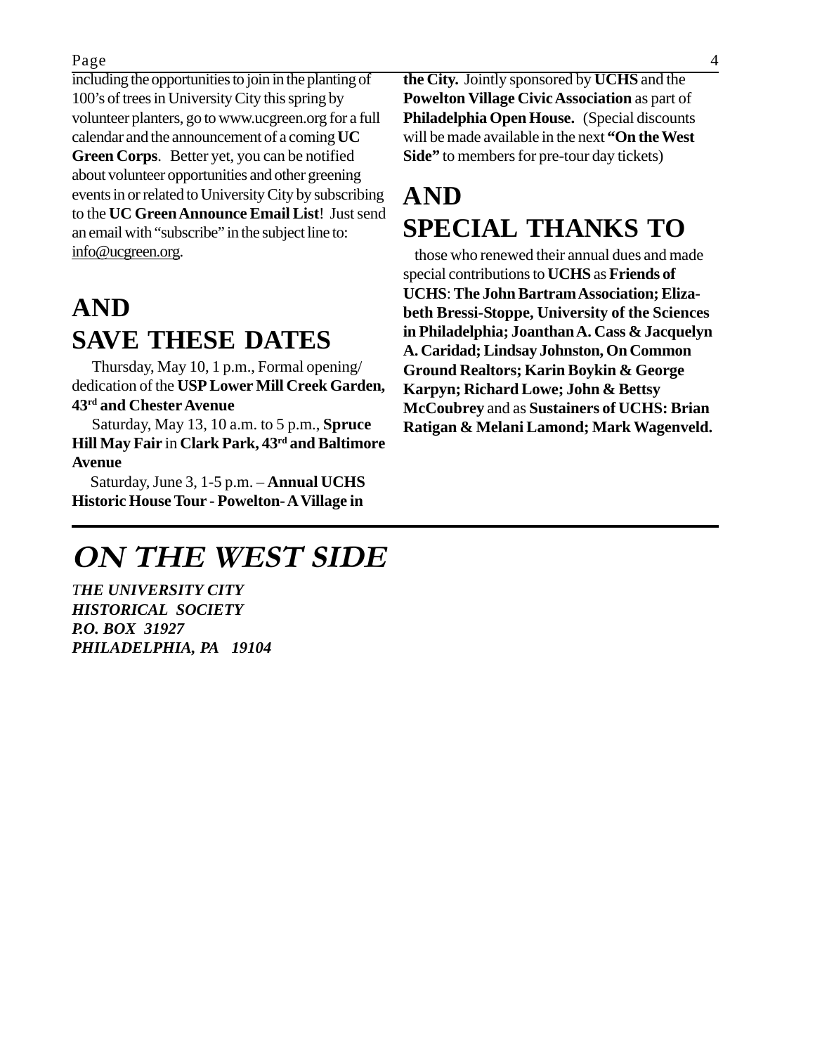including the opportunities to join in the planting of 100's of trees in University City this spring by volunteer planters, go to www.ucgreen.org for a full calendar and the announcement of a coming **UC Green Corps**. Better yet, you can be notified about volunteer opportunities and other greening events in or related to University City by subscribing to the **UC Green Announce Email List**! Just send an email with "subscribe" in the subject line to: info@ucgreen.org.

# AND SAVE THESE DATES

Thursday, May 10, 1 p.m., Formal opening/ dedication of the **USP Lower Mill Creek Garden, 43rd and Chester Avenue**

Saturday, May 13, 10 a.m. to 5 p.m., **Spruce Hill May Fair** in **Clark Park, 43rd and Baltimore Avenue**

Saturday, June 3, 1-5 p.m. – **Annual UCHS Historic House Tour - Powelton- A Village in the City.** Jointly sponsored by **UCHS** and the **Powelton Village Civic Association** as part of **Philadelphia Open House.** (Special discounts will be made available in the next **"On the West Side"** to members for pre-tour day tickets)

# AND SPECIAL THANKS TO

those who renewed their annual dues and made special contributions to **UCHS** as **Friends of UCHS**: **The John Bartram Association; Elizabeth Bressi-Stoppe, University of the Sciences in Philadelphia; Joanthan A. Cass & Jacquelyn A. Caridad; Lindsay Johnston, On Common Ground Realtors; Karin Boykin & George Karpyn; Richard Lowe; John & Bettsy McCoubrey** and as **Sustainers of UCHS: Brian Ratigan & Melani Lamond; Mark Wagenveld.**

---

# *ON THE WEST SIDE*

***THE UNIVERSITY CITY***
***HISTORICAL SOCIETY***
***P.O. BOX 31927***
***PHILADELPHIA, PA 19104***